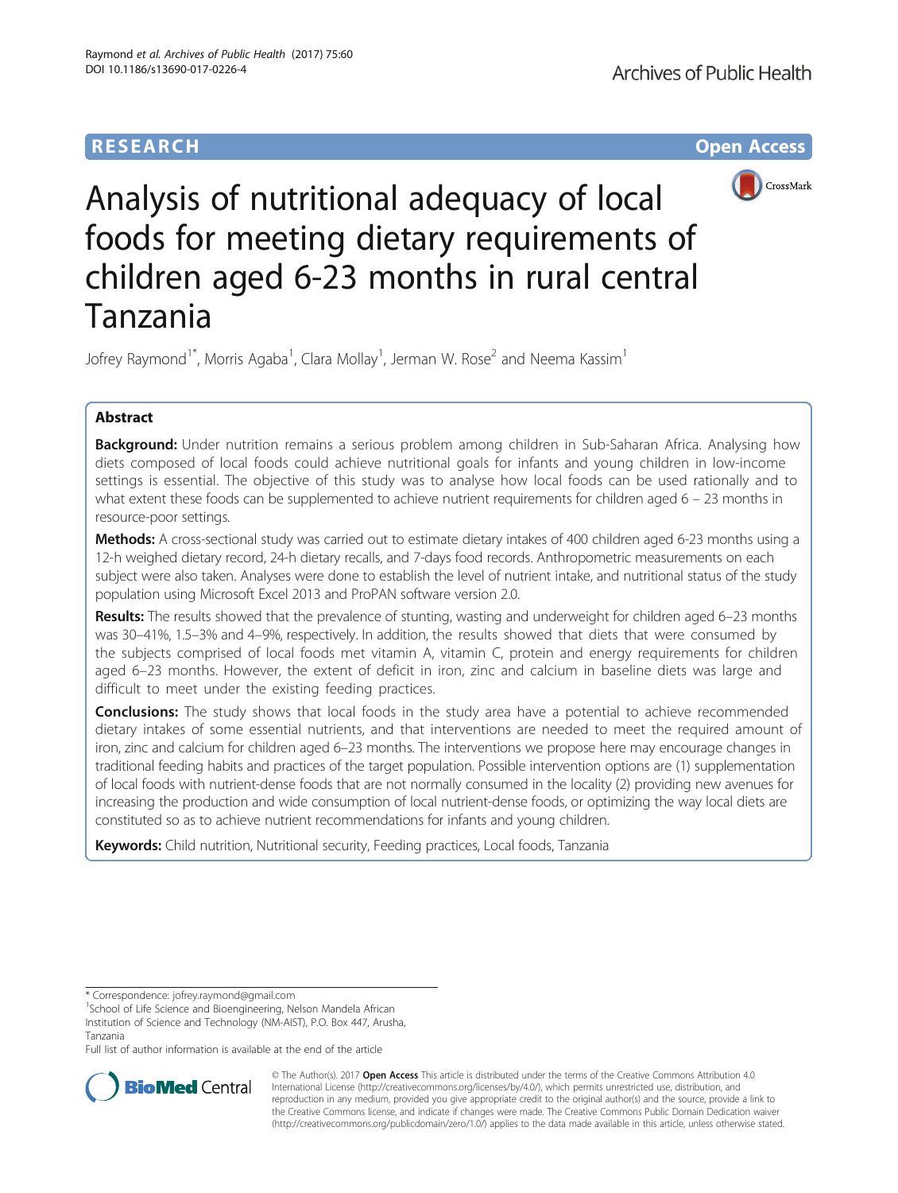RESEARCH

Open Access

# Analysis of nutritional adequacy of local foods for meeting dietary requirements of children aged 6-23 months in rural central Tanzania

Jofrey Raymond[1*], Morris Agaba[1], Clara Mollay[1], Jerman W. Rose[2] and Neema Kassim[1]

## Abstract

**Background:** Under nutrition remains a serious problem among children in Sub-Saharan Africa. Analysing how diets composed of local foods could achieve nutritional goals for infants and young children in low-income settings is essential. The objective of this study was to analyse how local foods can be used rationally and to what extent these foods can be supplemented to achieve nutrient requirements for children aged 6 – 23 months in resource-poor settings.

**Methods:** A cross-sectional study was carried out to estimate dietary intakes of 400 children aged 6-23 months using a 12-h weighed dietary record, 24-h dietary recalls, and 7-days food records. Anthropometric measurements on each subject were also taken. Analyses were done to establish the level of nutrient intake, and nutritional status of the study population using Microsoft Excel 2013 and ProPAN software version 2.0.

**Results:** The results showed that the prevalence of stunting, wasting and underweight for children aged 6–23 months was 30–41%, 1.5–3% and 4–9%, respectively. In addition, the results showed that diets that were consumed by the subjects comprised of local foods met vitamin A, vitamin C, protein and energy requirements for children aged 6–23 months. However, the extent of deficit in iron, zinc and calcium in baseline diets was large and difficult to meet under the existing feeding practices.

**Conclusions:** The study shows that local foods in the study area have a potential to achieve recommended dietary intakes of some essential nutrients, and that interventions are needed to meet the required amount of iron, zinc and calcium for children aged 6–23 months. The interventions we propose here may encourage changes in traditional feeding habits and practices of the target population. Possible intervention options are (1) supplementation of local foods with nutrient-dense foods that are not normally consumed in the locality (2) providing new avenues for increasing the production and wide consumption of local nutrient-dense foods, or optimizing the way local diets are constituted so as to achieve nutrient recommendations for infants and young children.

**Keywords:** Child nutrition, Nutritional security, Feeding practices, Local foods, Tanzania

---

* Correspondence: jofrey.raymond@gmail.com
[1]School of Life Science and Bioengineering, Nelson Mandela African Institution of Science and Technology (NM-AIST), P.O. Box 447, Arusha, Tanzania
Full list of author information is available at the end of the article

© The Author(s). 2017 **Open Access** This article is distributed under the terms of the Creative Commons Attribution 4.0 International License (http://creativecommons.org/licenses/by/4.0/), which permits unrestricted use, distribution, and reproduction in any medium, provided you give appropriate credit to the original author(s) and the source, provide a link to the Creative Commons license, and indicate if changes were made. The Creative Commons Public Domain Dedication waiver (http://creativecommons.org/publicdomain/zero/1.0/) applies to the data made available in this article, unless otherwise stated.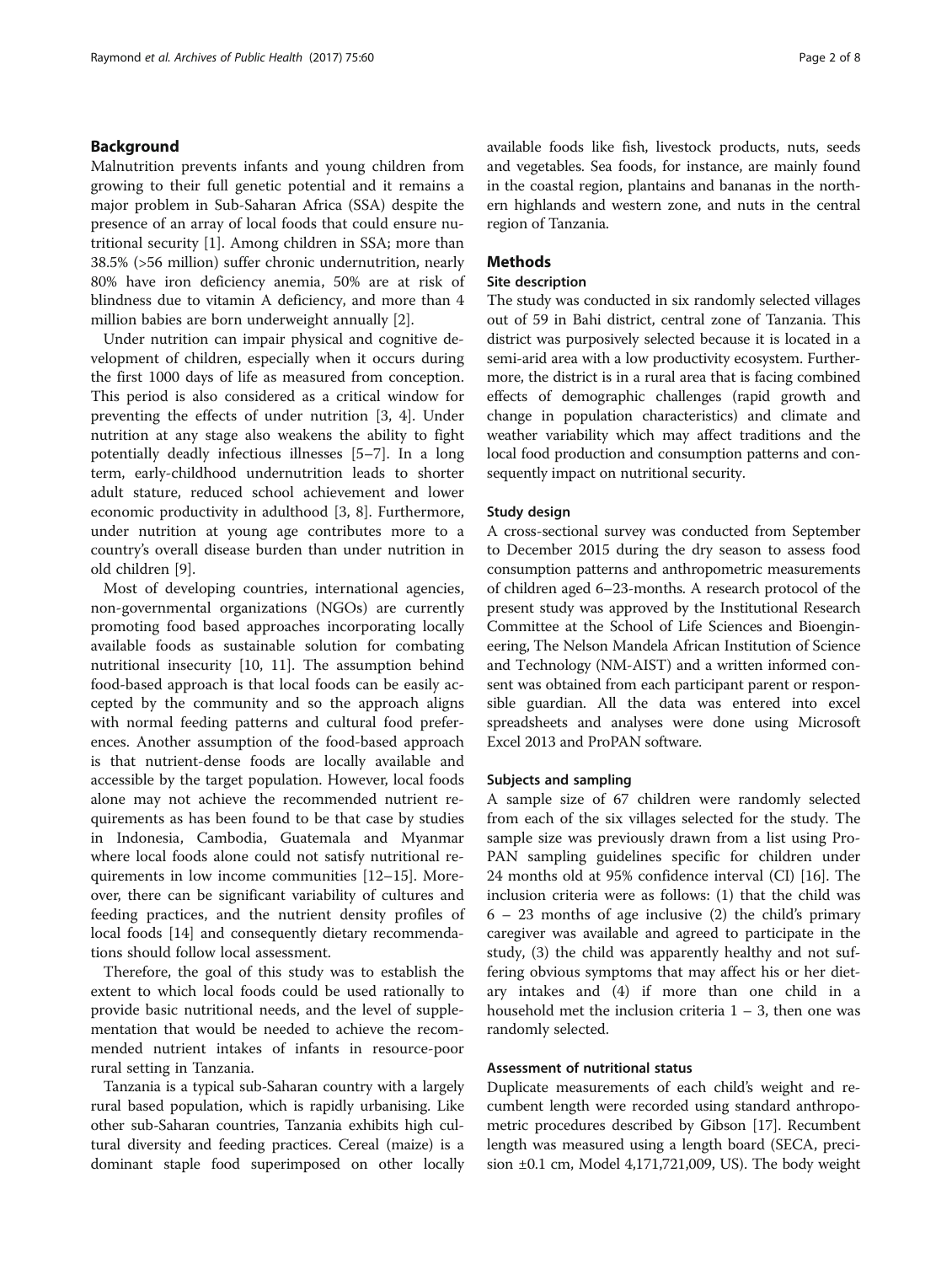## Background

Malnutrition prevents infants and young children from growing to their full genetic potential and it remains a major problem in Sub-Saharan Africa (SSA) despite the presence of an array of local foods that could ensure nutritional security [1]. Among children in SSA; more than 38.5% (>56 million) suffer chronic undernutrition, nearly 80% have iron deficiency anemia, 50% are at risk of blindness due to vitamin A deficiency, and more than 4 million babies are born underweight annually [2].

Under nutrition can impair physical and cognitive development of children, especially when it occurs during the first 1000 days of life as measured from conception. This period is also considered as a critical window for preventing the effects of under nutrition [3, 4]. Under nutrition at any stage also weakens the ability to fight potentially deadly infectious illnesses [5–7]. In a long term, early-childhood undernutrition leads to shorter adult stature, reduced school achievement and lower economic productivity in adulthood [3, 8]. Furthermore, under nutrition at young age contributes more to a country's overall disease burden than under nutrition in old children [9].

Most of developing countries, international agencies, non-governmental organizations (NGOs) are currently promoting food based approaches incorporating locally available foods as sustainable solution for combating nutritional insecurity [10, 11]. The assumption behind food-based approach is that local foods can be easily accepted by the community and so the approach aligns with normal feeding patterns and cultural food preferences. Another assumption of the food-based approach is that nutrient-dense foods are locally available and accessible by the target population. However, local foods alone may not achieve the recommended nutrient requirements as has been found to be that case by studies in Indonesia, Cambodia, Guatemala and Myanmar where local foods alone could not satisfy nutritional requirements in low income communities [12–15]. Moreover, there can be significant variability of cultures and feeding practices, and the nutrient density profiles of local foods [14] and consequently dietary recommendations should follow local assessment.

Therefore, the goal of this study was to establish the extent to which local foods could be used rationally to provide basic nutritional needs, and the level of supplementation that would be needed to achieve the recommended nutrient intakes of infants in resource-poor rural setting in Tanzania.

Tanzania is a typical sub-Saharan country with a largely rural based population, which is rapidly urbanising. Like other sub-Saharan countries, Tanzania exhibits high cultural diversity and feeding practices. Cereal (maize) is a dominant staple food superimposed on other locally available foods like fish, livestock products, nuts, seeds and vegetables. Sea foods, for instance, are mainly found in the coastal region, plantains and bananas in the northern highlands and western zone, and nuts in the central region of Tanzania.

## Methods

### Site description

The study was conducted in six randomly selected villages out of 59 in Bahi district, central zone of Tanzania. This district was purposively selected because it is located in a semi-arid area with a low productivity ecosystem. Furthermore, the district is in a rural area that is facing combined effects of demographic challenges (rapid growth and change in population characteristics) and climate and weather variability which may affect traditions and the local food production and consumption patterns and consequently impact on nutritional security.

### Study design

A cross-sectional survey was conducted from September to December 2015 during the dry season to assess food consumption patterns and anthropometric measurements of children aged 6–23-months. A research protocol of the present study was approved by the Institutional Research Committee at the School of Life Sciences and Bioengineering, The Nelson Mandela African Institution of Science and Technology (NM-AIST) and a written informed consent was obtained from each participant parent or responsible guardian. All the data was entered into excel spreadsheets and analyses were done using Microsoft Excel 2013 and ProPAN software.

### Subjects and sampling

A sample size of 67 children were randomly selected from each of the six villages selected for the study. The sample size was previously drawn from a list using ProPAN sampling guidelines specific for children under 24 months old at 95% confidence interval (CI) [16]. The inclusion criteria were as follows: (1) that the child was 6 – 23 months of age inclusive (2) the child's primary caregiver was available and agreed to participate in the study, (3) the child was apparently healthy and not suffering obvious symptoms that may affect his or her dietary intakes and (4) if more than one child in a household met the inclusion criteria 1 – 3, then one was randomly selected.

### Assessment of nutritional status

Duplicate measurements of each child's weight and recumbent length were recorded using standard anthropometric procedures described by Gibson [17]. Recumbent length was measured using a length board (SECA, precision ±0.1 cm, Model 4,171,721,009, US). The body weight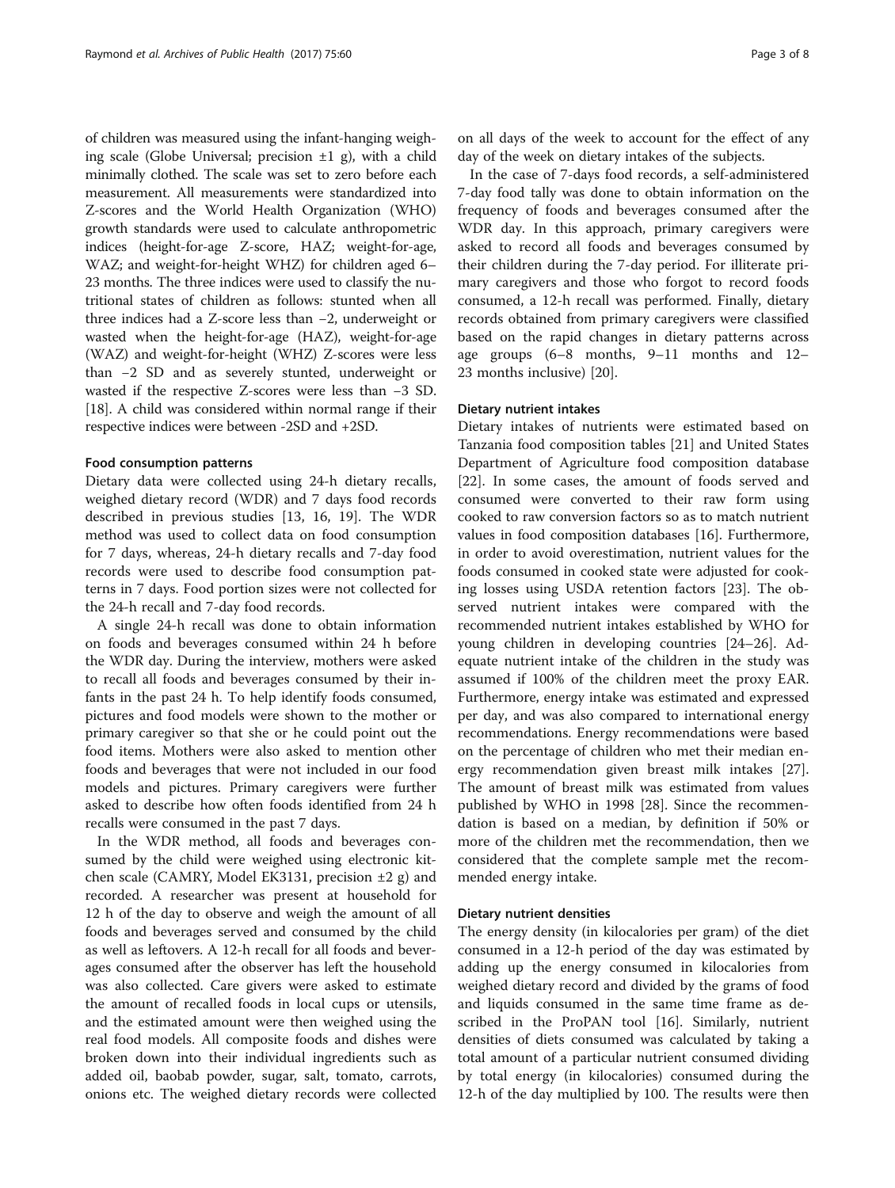of children was measured using the infant-hanging weighing scale (Globe Universal; precision ±1 g), with a child minimally clothed. The scale was set to zero before each measurement. All measurements were standardized into Z-scores and the World Health Organization (WHO) growth standards were used to calculate anthropometric indices (height-for-age Z-score, HAZ; weight-for-age, WAZ; and weight-for-height WHZ) for children aged 6–23 months. The three indices were used to classify the nutritional states of children as follows: stunted when all three indices had a Z-score less than −2, underweight or wasted when the height-for-age (HAZ), weight-for-age (WAZ) and weight-for-height (WHZ) Z-scores were less than −2 SD and as severely stunted, underweight or wasted if the respective Z-scores were less than −3 SD. [18]. A child was considered within normal range if their respective indices were between -2SD and +2SD.

#### Food consumption patterns

Dietary data were collected using 24-h dietary recalls, weighed dietary record (WDR) and 7 days food records described in previous studies [13, 16, 19]. The WDR method was used to collect data on food consumption for 7 days, whereas, 24-h dietary recalls and 7-day food records were used to describe food consumption patterns in 7 days. Food portion sizes were not collected for the 24-h recall and 7-day food records.

A single 24-h recall was done to obtain information on foods and beverages consumed within 24 h before the WDR day. During the interview, mothers were asked to recall all foods and beverages consumed by their infants in the past 24 h. To help identify foods consumed, pictures and food models were shown to the mother or primary caregiver so that she or he could point out the food items. Mothers were also asked to mention other foods and beverages that were not included in our food models and pictures. Primary caregivers were further asked to describe how often foods identified from 24 h recalls were consumed in the past 7 days.

In the WDR method, all foods and beverages consumed by the child were weighed using electronic kitchen scale (CAMRY, Model EK3131, precision ±2 g) and recorded. A researcher was present at household for 12 h of the day to observe and weigh the amount of all foods and beverages served and consumed by the child as well as leftovers. A 12-h recall for all foods and beverages consumed after the observer has left the household was also collected. Care givers were asked to estimate the amount of recalled foods in local cups or utensils, and the estimated amount were then weighed using the real food models. All composite foods and dishes were broken down into their individual ingredients such as added oil, baobab powder, sugar, salt, tomato, carrots, onions etc. The weighed dietary records were collected on all days of the week to account for the effect of any day of the week on dietary intakes of the subjects.

In the case of 7-days food records, a self-administered 7-day food tally was done to obtain information on the frequency of foods and beverages consumed after the WDR day. In this approach, primary caregivers were asked to record all foods and beverages consumed by their children during the 7-day period. For illiterate primary caregivers and those who forgot to record foods consumed, a 12-h recall was performed. Finally, dietary records obtained from primary caregivers were classified based on the rapid changes in dietary patterns across age groups (6–8 months, 9–11 months and 12–23 months inclusive) [20].

#### Dietary nutrient intakes

Dietary intakes of nutrients were estimated based on Tanzania food composition tables [21] and United States Department of Agriculture food composition database [22]. In some cases, the amount of foods served and consumed were converted to their raw form using cooked to raw conversion factors so as to match nutrient values in food composition databases [16]. Furthermore, in order to avoid overestimation, nutrient values for the foods consumed in cooked state were adjusted for cooking losses using USDA retention factors [23]. The observed nutrient intakes were compared with the recommended nutrient intakes established by WHO for young children in developing countries [24–26]. Adequate nutrient intake of the children in the study was assumed if 100% of the children meet the proxy EAR. Furthermore, energy intake was estimated and expressed per day, and was also compared to international energy recommendations. Energy recommendations were based on the percentage of children who met their median energy recommendation given breast milk intakes [27]. The amount of breast milk was estimated from values published by WHO in 1998 [28]. Since the recommendation is based on a median, by definition if 50% or more of the children met the recommendation, then we considered that the complete sample met the recommended energy intake.

#### Dietary nutrient densities

The energy density (in kilocalories per gram) of the diet consumed in a 12-h period of the day was estimated by adding up the energy consumed in kilocalories from weighed dietary record and divided by the grams of food and liquids consumed in the same time frame as described in the ProPAN tool [16]. Similarly, nutrient densities of diets consumed was calculated by taking a total amount of a particular nutrient consumed dividing by total energy (in kilocalories) consumed during the 12-h of the day multiplied by 100. The results were then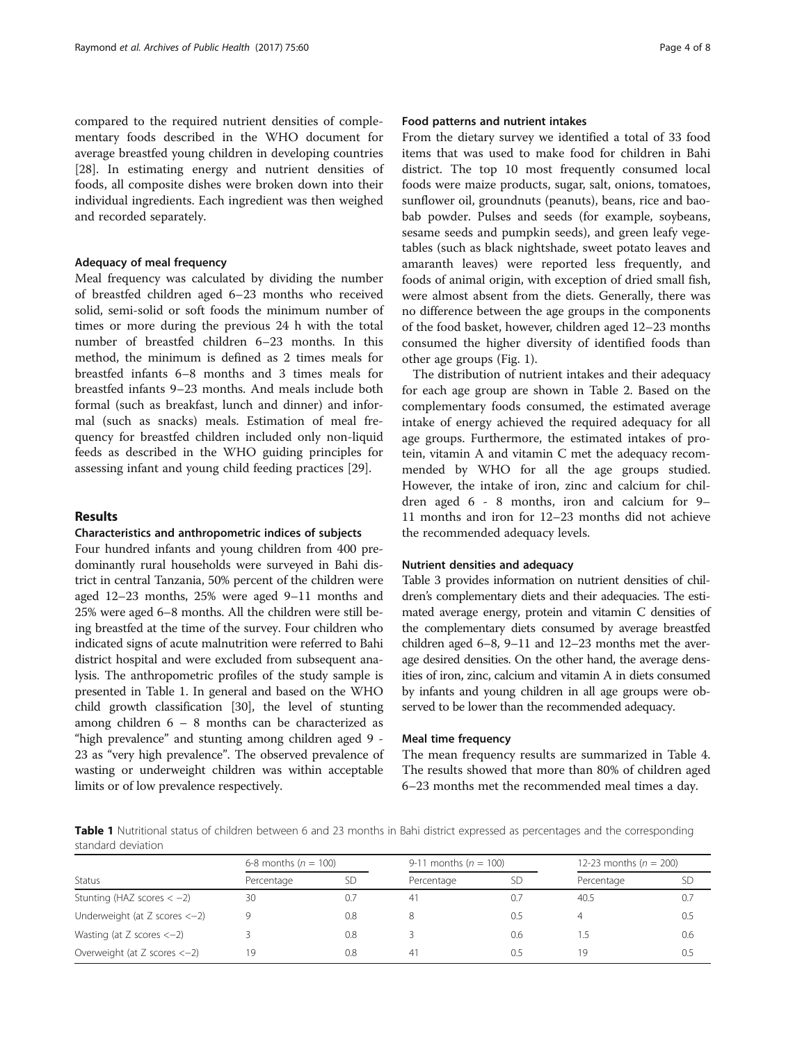compared to the required nutrient densities of complementary foods described in the WHO document for average breastfed young children in developing countries [28]. In estimating energy and nutrient densities of foods, all composite dishes were broken down into their individual ingredients. Each ingredient was then weighed and recorded separately.

### Adequacy of meal frequency

Meal frequency was calculated by dividing the number of breastfed children aged 6–23 months who received solid, semi-solid or soft foods the minimum number of times or more during the previous 24 h with the total number of breastfed children 6–23 months. In this method, the minimum is defined as 2 times meals for breastfed infants 6–8 months and 3 times meals for breastfed infants 9–23 months. And meals include both formal (such as breakfast, lunch and dinner) and informal (such as snacks) meals. Estimation of meal frequency for breastfed children included only non-liquid feeds as described in the WHO guiding principles for assessing infant and young child feeding practices [29].

## Results

### Characteristics and anthropometric indices of subjects

Four hundred infants and young children from 400 predominantly rural households were surveyed in Bahi district in central Tanzania, 50% percent of the children were aged 12–23 months, 25% were aged 9–11 months and 25% were aged 6–8 months. All the children were still being breastfed at the time of the survey. Four children who indicated signs of acute malnutrition were referred to Bahi district hospital and were excluded from subsequent analysis. The anthropometric profiles of the study sample is presented in Table 1. In general and based on the WHO child growth classification [30], the level of stunting among children 6 – 8 months can be characterized as "high prevalence" and stunting among children aged 9 - 23 as "very high prevalence". The observed prevalence of wasting or underweight children was within acceptable limits or of low prevalence respectively.

### Food patterns and nutrient intakes

From the dietary survey we identified a total of 33 food items that was used to make food for children in Bahi district. The top 10 most frequently consumed local foods were maize products, sugar, salt, onions, tomatoes, sunflower oil, groundnuts (peanuts), beans, rice and baobab powder. Pulses and seeds (for example, soybeans, sesame seeds and pumpkin seeds), and green leafy vegetables (such as black nightshade, sweet potato leaves and amaranth leaves) were reported less frequently, and foods of animal origin, with exception of dried small fish, were almost absent from the diets. Generally, there was no difference between the age groups in the components of the food basket, however, children aged 12–23 months consumed the higher diversity of identified foods than other age groups (Fig. 1).

The distribution of nutrient intakes and their adequacy for each age group are shown in Table 2. Based on the complementary foods consumed, the estimated average intake of energy achieved the required adequacy for all age groups. Furthermore, the estimated intakes of protein, vitamin A and vitamin C met the adequacy recommended by WHO for all the age groups studied. However, the intake of iron, zinc and calcium for children aged 6 - 8 months, iron and calcium for 9–11 months and iron for 12–23 months did not achieve the recommended adequacy levels.

### Nutrient densities and adequacy

Table 3 provides information on nutrient densities of children's complementary diets and their adequacies. The estimated average energy, protein and vitamin C densities of the complementary diets consumed by average breastfed children aged 6–8, 9–11 and 12–23 months met the average desired densities. On the other hand, the average densities of iron, zinc, calcium and vitamin A in diets consumed by infants and young children in all age groups were observed to be lower than the recommended adequacy.

### Meal time frequency

The mean frequency results are summarized in Table 4. The results showed that more than 80% of children aged 6–23 months met the recommended meal times a day.

**Table 1** Nutritional status of children between 6 and 23 months in Bahi district expressed as percentages and the corresponding standard deviation

| | 6-8 months ($n = 100$) | | 9-11 months ($n = 100$) | | 12-23 months ($n = 200$) | |
|---|---|---|---|---|---|---|
| Status | Percentage | SD | Percentage | SD | Percentage | SD |
| Stunting (HAZ scores $< -2$) | 30 | 0.7 | 41 | 0.7 | 40.5 | 0.7 |
| Underweight (at Z scores $<-2$) | 9 | 0.8 | 8 | 0.5 | 4 | 0.5 |
| Wasting (at Z scores $<-2$) | 3 | 0.8 | 3 | 0.6 | 1.5 | 0.6 |
| Overweight (at Z scores $<-2$) | 19 | 0.8 | 41 | 0.5 | 19 | 0.5 |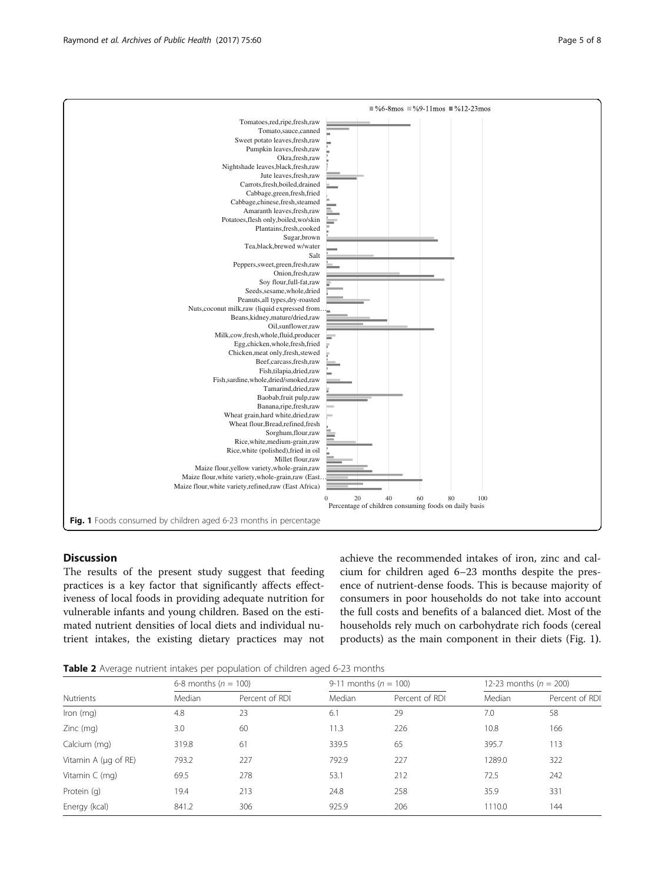**Fig. 1** Foods consumed by children aged 6-23 months in percentage

## Discussion

The results of the present study suggest that feeding practices is a key factor that significantly affects effectiveness of local foods in providing adequate nutrition for vulnerable infants and young children. Based on the estimated nutrient densities of local diets and individual nutrient intakes, the existing dietary practices may not achieve the recommended intakes of iron, zinc and calcium for children aged 6–23 months despite the presence of nutrient-dense foods. This is because majority of consumers in poor households do not take into account the full costs and benefits of a balanced diet. Most of the households rely much on carbohydrate rich foods (cereal products) as the main component in their diets (Fig. 1).

**Table 2** Average nutrient intakes per population of children aged 6-23 months

| | 6-8 months ($n$ = 100) | | 9-11 months ($n$ = 100) | | 12-23 months ($n$ = 200) | |
|---|---|---|---|---|---|---|
| Nutrients | Median | Percent of RDI | Median | Percent of RDI | Median | Percent of RDI |
| Iron (mg) | 4.8 | 23 | 6.1 | 29 | 7.0 | 58 |
| Zinc (mg) | 3.0 | 60 | 11.3 | 226 | 10.8 | 166 |
| Calcium (mg) | 319.8 | 61 | 339.5 | 65 | 395.7 | 113 |
| Vitamin A (μg of RE) | 793.2 | 227 | 792.9 | 227 | 1289.0 | 322 |
| Vitamin C (mg) | 69.5 | 278 | 53.1 | 212 | 72.5 | 242 |
| Protein (g) | 19.4 | 213 | 24.8 | 258 | 35.9 | 331 |
| Energy (kcal) | 841.2 | 306 | 925.9 | 206 | 1110.0 | 144 |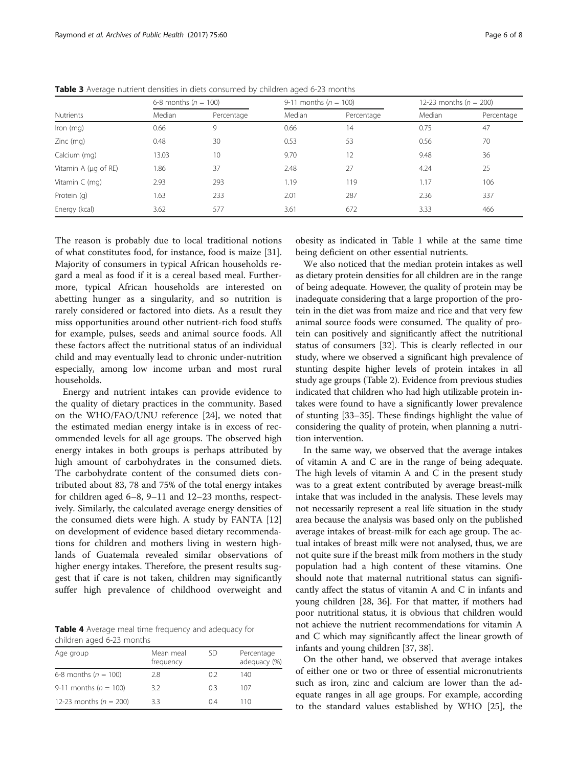**Table 3** Average nutrient densities in diets consumed by children aged 6-23 months

| Nutrients | 6-8 months ($n$ = 100) | | 9-11 months ($n$ = 100) | | 12-23 months ($n$ = 200) | |
|---|---|---|---|---|---|---|
| | Median | Percentage | Median | Percentage | Median | Percentage |
| Iron (mg) | 0.66 | 9 | 0.66 | 14 | 0.75 | 47 |
| Zinc (mg) | 0.48 | 30 | 0.53 | 53 | 0.56 | 70 |
| Calcium (mg) | 13.03 | 10 | 9.70 | 12 | 9.48 | 36 |
| Vitamin A (μg of RE) | 1.86 | 37 | 2.48 | 27 | 4.24 | 25 |
| Vitamin C (mg) | 2.93 | 293 | 1.19 | 119 | 1.17 | 106 |
| Protein (g) | 1.63 | 233 | 2.01 | 287 | 2.36 | 337 |
| Energy (kcal) | 3.62 | 577 | 3.61 | 672 | 3.33 | 466 |

The reason is probably due to local traditional notions of what constitutes food, for instance, food is maize [31]. Majority of consumers in typical African households regard a meal as food if it is a cereal based meal. Furthermore, typical African households are interested on abetting hunger as a singularity, and so nutrition is rarely considered or factored into diets. As a result they miss opportunities around other nutrient-rich food stuffs for example, pulses, seeds and animal source foods. All these factors affect the nutritional status of an individual child and may eventually lead to chronic under-nutrition especially, among low income urban and most rural households.

Energy and nutrient intakes can provide evidence to the quality of dietary practices in the community. Based on the WHO/FAO/UNU reference [24], we noted that the estimated median energy intake is in excess of recommended levels for all age groups. The observed high energy intakes in both groups is perhaps attributed by high amount of carbohydrates in the consumed diets. The carbohydrate content of the consumed diets contributed about 83, 78 and 75% of the total energy intakes for children aged 6–8, 9–11 and 12–23 months, respectively. Similarly, the calculated average energy densities of the consumed diets were high. A study by FANTA [12] on development of evidence based dietary recommendations for children and mothers living in western highlands of Guatemala revealed similar observations of higher energy intakes. Therefore, the present results suggest that if care is not taken, children may significantly suffer high prevalence of childhood overweight and obesity as indicated in Table 1 while at the same time being deficient on other essential nutrients.

**Table 4** Average meal time frequency and adequacy for children aged 6-23 months

| Age group | Mean meal frequency | SD | Percentage adequacy (%) |
|---|---|---|---|
| 6-8 months ($n$ = 100) | 2.8 | 0.2 | 140 |
| 9-11 months ($n$ = 100) | 3.2 | 0.3 | 107 |
| 12-23 months ($n$ = 200) | 3.3 | 0.4 | 110 |

We also noticed that the median protein intakes as well as dietary protein densities for all children are in the range of being adequate. However, the quality of protein may be inadequate considering that a large proportion of the protein in the diet was from maize and rice and that very few animal source foods were consumed. The quality of protein can positively and significantly affect the nutritional status of consumers [32]. This is clearly reflected in our study, where we observed a significant high prevalence of stunting despite higher levels of protein intakes in all study age groups (Table 2). Evidence from previous studies indicated that children who had high utilizable protein intakes were found to have a significantly lower prevalence of stunting [33–35]. These findings highlight the value of considering the quality of protein, when planning a nutrition intervention.

In the same way, we observed that the average intakes of vitamin A and C are in the range of being adequate. The high levels of vitamin A and C in the present study was to a great extent contributed by average breast-milk intake that was included in the analysis. These levels may not necessarily represent a real life situation in the study area because the analysis was based only on the published average intakes of breast-milk for each age group. The actual intakes of breast milk were not analysed, thus, we are not quite sure if the breast milk from mothers in the study population had a high content of these vitamins. One should note that maternal nutritional status can significantly affect the status of vitamin A and C in infants and young children [28, 36]. For that matter, if mothers had poor nutritional status, it is obvious that children would not achieve the nutrient recommendations for vitamin A and C which may significantly affect the linear growth of infants and young children [37, 38].

On the other hand, we observed that average intakes of either one or two or three of essential micronutrients such as iron, zinc and calcium are lower than the adequate ranges in all age groups. For example, according to the standard values established by WHO [25], the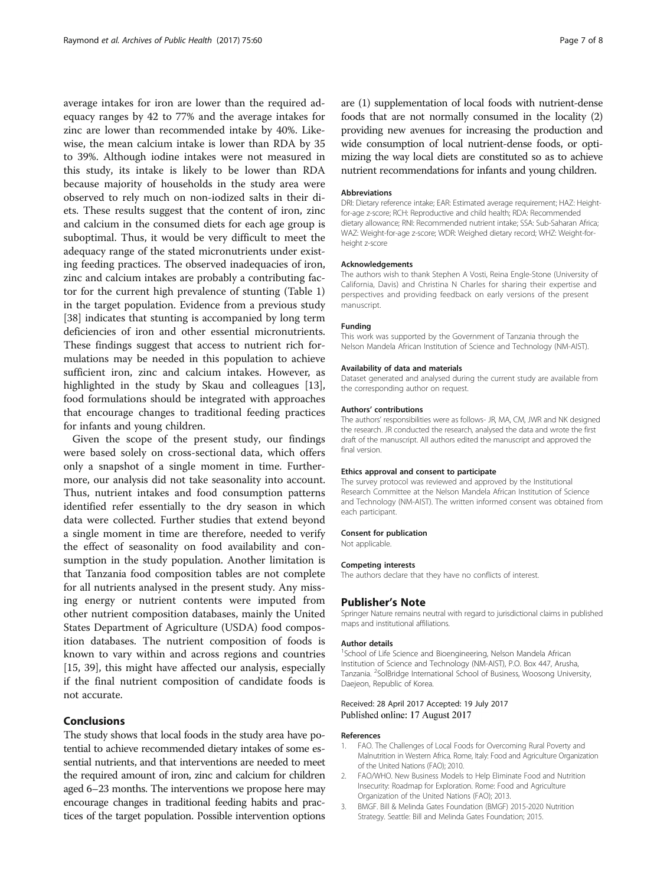average intakes for iron are lower than the required adequacy ranges by 42 to 77% and the average intakes for zinc are lower than recommended intake by 40%. Likewise, the mean calcium intake is lower than RDA by 35 to 39%. Although iodine intakes were not measured in this study, its intake is likely to be lower than RDA because majority of households in the study area were observed to rely much on non-iodized salts in their diets. These results suggest that the content of iron, zinc and calcium in the consumed diets for each age group is suboptimal. Thus, it would be very difficult to meet the adequacy range of the stated micronutrients under existing feeding practices. The observed inadequacies of iron, zinc and calcium intakes are probably a contributing factor for the current high prevalence of stunting (Table 1) in the target population. Evidence from a previous study [38] indicates that stunting is accompanied by long term deficiencies of iron and other essential micronutrients. These findings suggest that access to nutrient rich formulations may be needed in this population to achieve sufficient iron, zinc and calcium intakes. However, as highlighted in the study by Skau and colleagues [13], food formulations should be integrated with approaches that encourage changes to traditional feeding practices for infants and young children.

Given the scope of the present study, our findings were based solely on cross-sectional data, which offers only a snapshot of a single moment in time. Furthermore, our analysis did not take seasonality into account. Thus, nutrient intakes and food consumption patterns identified refer essentially to the dry season in which data were collected. Further studies that extend beyond a single moment in time are therefore, needed to verify the effect of seasonality on food availability and consumption in the study population. Another limitation is that Tanzania food composition tables are not complete for all nutrients analysed in the present study. Any missing energy or nutrient contents were imputed from other nutrient composition databases, mainly the United States Department of Agriculture (USDA) food composition databases. The nutrient composition of foods is known to vary within and across regions and countries [15, 39], this might have affected our analysis, especially if the final nutrient composition of candidate foods is not accurate.

## Conclusions

The study shows that local foods in the study area have potential to achieve recommended dietary intakes of some essential nutrients, and that interventions are needed to meet the required amount of iron, zinc and calcium for children aged 6–23 months. The interventions we propose here may encourage changes in traditional feeding habits and practices of the target population. Possible intervention options are (1) supplementation of local foods with nutrient-dense foods that are not normally consumed in the locality (2) providing new avenues for increasing the production and wide consumption of local nutrient-dense foods, or optimizing the way local diets are constituted so as to achieve nutrient recommendations for infants and young children.

#### Abbreviations

DRI: Dietary reference intake; EAR: Estimated average requirement; HAZ: Height-for-age z-score; RCH: Reproductive and child health; RDA: Recommended dietary allowance; RNI: Recommended nutrient intake; SSA: Sub-Saharan Africa; WAZ: Weight-for-age z-score; WDR: Weighed dietary record; WHZ: Weight-for-height z-score

#### Acknowledgements

The authors wish to thank Stephen A Vosti, Reina Engle-Stone (University of California, Davis) and Christina N Charles for sharing their expertise and perspectives and providing feedback on early versions of the present manuscript.

#### Funding

This work was supported by the Government of Tanzania through the Nelson Mandela African Institution of Science and Technology (NM-AIST).

#### Availability of data and materials

Dataset generated and analysed during the current study are available from the corresponding author on request.

#### Authors' contributions

The authors' responsibilities were as follows- JR, MA, CM, JWR and NK designed the research. JR conducted the research, analysed the data and wrote the first draft of the manuscript. All authors edited the manuscript and approved the final version.

#### Ethics approval and consent to participate

The survey protocol was reviewed and approved by the Institutional Research Committee at the Nelson Mandela African Institution of Science and Technology (NM-AIST). The written informed consent was obtained from each participant.

#### Consent for publication

Not applicable.

#### Competing interests

The authors declare that they have no conflicts of interest.

## Publisher's Note

Springer Nature remains neutral with regard to jurisdictional claims in published maps and institutional affiliations.

#### Author details

[1]School of Life Science and Bioengineering, Nelson Mandela African Institution of Science and Technology (NM-AIST), P.O. Box 447, Arusha, Tanzania. [2]SolBridge International School of Business, Woosong University, Daejeon, Republic of Korea.

Received: 28 April 2017 Accepted: 19 July 2017
Published online: 17 August 2017

#### References

1. FAO. The Challenges of Local Foods for Overcoming Rural Poverty and Malnutrition in Western Africa. Rome, Italy: Food and Agriculture Organization of the United Nations (FAO); 2010.
2. FAO/WHO. New Business Models to Help Eliminate Food and Nutrition Insecurity: Roadmap for Exploration. Rome: Food and Agriculture Organization of the United Nations (FAO); 2013.
3. BMGF. Bill & Melinda Gates Foundation (BMGF) 2015-2020 Nutrition Strategy. Seattle: Bill and Melinda Gates Foundation; 2015.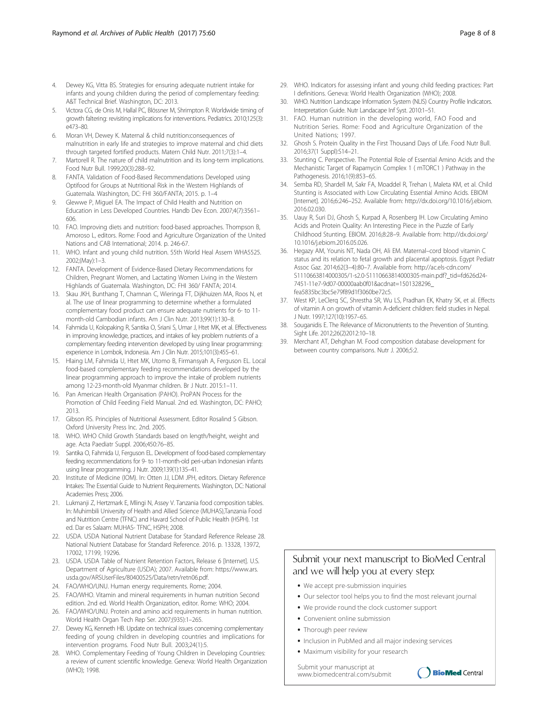4. Dewey KG, Vitta BS. Strategies for ensuring adequate nutrient intake for infants and young children during the period of complementary feeding: A&T Technical Brief. Washington, DC: 2013.
5. Victora CG, de Onis M, Hallal PC, Blössner M, Shrimpton R. Worldwide timing of growth faltering: revisiting implications for interventions. Pediatrics. 2010;125(3): e473–80.
6. Moran VH, Dewey K. Maternal & child nutrition:consequences of malnutrition in early life and strategies to improve maternal and chid diets through targeted fortified products. Matern Child Nutr. 2011;7(3):1–4.
7. Martorell R. The nature of child malnutrition and its long-term implications. Food Nutr Bull. 1999;20(3):288–92.
8. FANTA. Validation of Food-Based Recommendations Developed using Optifood for Groups at Nutritional Risk in the Western Highlands of Guatemala. Washington, DC: FHI 360/FANTA; 2015. p. 1–4
9. Glewwe P, Miguel EA. The Impact of Child Health and Nutrition on Education in Less Developed Countries. Handb Dev Econ. 2007;4(7):3561–606.
10. FAO. Improving diets and nutrition: food-based approaches. Thompson B, Amoroso L, editors. Rome: Food and Agriculture Organization of the United Nations and CAB International; 2014. p. 246-67.
11. WHO. Infant and young child nutrition. 55th World Heal Assem WHA5525. 2002;(May):1–3.
12. FANTA. Development of Evidence-Based Dietary Recommendations for Children, Pregnant Women, and Lactating Women Living in the Western Highlands of Guatemala. Washington, DC: FHI 360/ FANTA; 2014.
13. Skau JKH, Bunthang T, Chamnan C, Wieringa FT, Dijkhuizen MA, Roos N, et al. The use of linear programming to determine whether a formulated complementary food product can ensure adequate nutrients for 6- to 11-month-old Cambodian infants. Am J Clin Nutr. 2013;99(1):130–8.
14. Fahmida U, Kolopaking R, Santika O, Sriani S, Umar J, Htet MK, et al. Effectiveness in improving knowledge, practices, and intakes of key problem nutrients of a complementary feeding intervention developed by using linear programming: experience in Lombok, Indonesia. Am J Clin Nutr. 2015;101(3):455–61.
15. Hlaing LM, Fahmida U, Htet MK, Utomo B, Firmansyah A, Ferguson EL. Local food-based complementary feeding recommendations developed by the linear programming approach to improve the intake of problem nutrients among 12-23-month-old Myanmar children. Br J Nutr. 2015:1–11.
16. Pan American Health Organisation (PAHO). ProPAN Process for the Promotion of Child Feeding Field Manual. 2nd ed. Washington, DC: PAHO; 2013.
17. Gibson RS. Principles of Nutritional Assessment. Editor Rosalind S Gibson. Oxford University Press Inc. 2nd. 2005.
18. WHO. WHO Child Growth Standards based on length/height, weight and age. Acta Paediatr Suppl. 2006;450:76–85.
19. Santika O, Fahmida U, Ferguson EL. Development of food-based complementary feeding recommendations for 9- to 11-month-old peri-urban Indonesian infants using linear programming. J Nutr. 2009;139(1):135–41.
20. Institute of Medicine (IOM). In: Otten JJ, LDM JPH, editors. Dietary Reference Intakes: The Essential Guide to Nutrient Requirements. Washington, DC: National Academies Press; 2006.
21. Lukmanji Z, Hertzmark E, Mlingi N, Assey V. Tanzania food composition tables. In: Muhimbili University of Health and Allied Science (MUHAS),Tanzania Food and Nutrition Centre (TFNC) and Havard School of Public Health (HSPH). 1st ed. Dar es Salaam: MUHAS- TFNC, HSPH; 2008.
22. USDA. USDA National Nutrient Database for Standard Reference Release 28. National Nutrient Database for Standard Reference. 2016. p. 13328, 13972, 17002, 17199, 19296.
23. USDA. USDA Table of Nutrient Retention Factors, Release 6 [Internet]. U.S. Department of Agriculture (USDA); 2007. Available from: https://www.ars.usda.gov/ARSUserFiles/80400525/Data/retn/retn06.pdf.
24. FAO/WHO/UNU. Human energy requirements. Rome; 2004.
25. FAO/WHO. Vitamin and mineral requirements in human nutrition Second edition. 2nd ed. World Health Organization, editor. Rome: WHO; 2004.
26. FAO/WHO/UNU. Protein and amino acid requirements in human nutrition. World Health Organ Tech Rep Ser. 2007;(935):1–265.
27. Dewey KG, Kenneth HB. Update on technical issues concerning complementary feeding of young children in developing countries and implications for intervention programs. Food Nutr Bull. 2003;24(1):5.
28. WHO. Complementary Feeding of Young Children in Developing Countries: a review of current scientific knowledge. Geneva: World Health Organization (WHO); 1998.
29. WHO. Indicators for assessing infant and young child feeding practices: Part I definitions. Geneva: World Health Organization (WHO); 2008.
30. WHO. Nutrition Landscape Information System (NLIS) Country Profile Indicators. Interpretation Guide. Nutr Landacape Inf Syst. 2010:1–51.
31. FAO. Human nutrition in the developing world, FAO Food and Nutrition Series. Rome: Food and Agriculture Organization of the United Nations; 1997.
32. Ghosh S. Protein Quality in the First Thousand Days of Life. Food Nutr Bull. 2016;37(1 Suppl):S14–21.
33. Stunting C. Perspective. The Potential Role of Essential Amino Acids and the Mechanistic Target of Rapamycin Complex 1 ( mTORC1 ) Pathway in the Pathogenesis. 2016;1(9):853–65.
34. Semba RD, Shardell M, Sakr FA, Moaddel R, Trehan I, Maleta KM, et al. Child Stunting is Associated with Low Circulating Essential Amino Acids. EBIOM [Internet]. 2016;6:246–252. Available from: http://dx.doi.org/10.1016/j.ebiom.2016.02.030.
35. Uauy R, Suri DJ, Ghosh S, Kurpad A, Rosenberg IH. Low Circulating Amino Acids and Protein Quality: An Interesting Piece in the Puzzle of Early Childhood Stunting. EBIOM. 2016;8:28–9. Available from: http://dx.doi.org/10.1016/j.ebiom.2016.05.026.
36. Hegazy AM, Younis NT, Nada OH, Ali EM. Maternal–cord blood vitamin C status and its relation to fetal growth and placental apoptosis. Egypt Pediatr Assoc Gaz. 2014;62(3–4):80–7. Available from: http://ac.els-cdn.com/S1110663814000305/1-s2.0-S1110663814000305-main.pdf?_tid=fd626d24-7451-11e7-9d07-00000aab0f01&acdnat=1501328296_fea5835bc3bc5e79f89d1f3060be72c5.
37. West KP, LeClerq SC, Shrestha SR, Wu LS, Pradhan EK, Khatry SK, et al. Effects of vitamin A on growth of vitamin A-deficient children: field studies in Nepal. J Nutr. 1997;127(10):1957–65.
38. Souganidis E. The Relevance of Micronutrients to the Prevention of Stunting. Sight Life. 2012;26(2)2012:10–18.
39. Merchant AT, Dehghan M. Food composition database development for between country comparisons. Nutr J. 2006;5:2.

Submit your next manuscript to BioMed Central and we will help you at every step:

- We accept pre-submission inquiries
- Our selector tool helps you to find the most relevant journal
- We provide round the clock customer support
- Convenient online submission
- Thorough peer review
- Inclusion in PubMed and all major indexing services
- Maximum visibility for your research

Submit your manuscript at www.biomedcentral.com/submit

BioMed Central